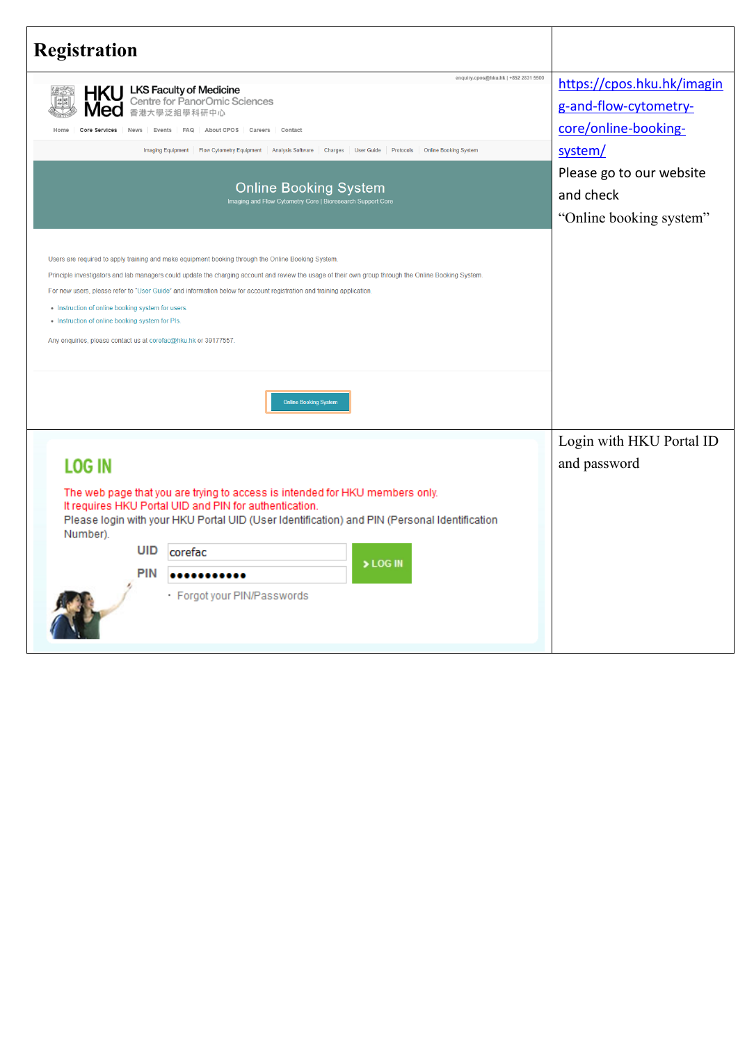| Registration | |
|---|---|
| | https://cpos.hku.hk/imaging-and-flow-cytometry-core/online-booking-system/ Please go to our website and check "Online booking system" |
| | Login with HKU Portal ID and password |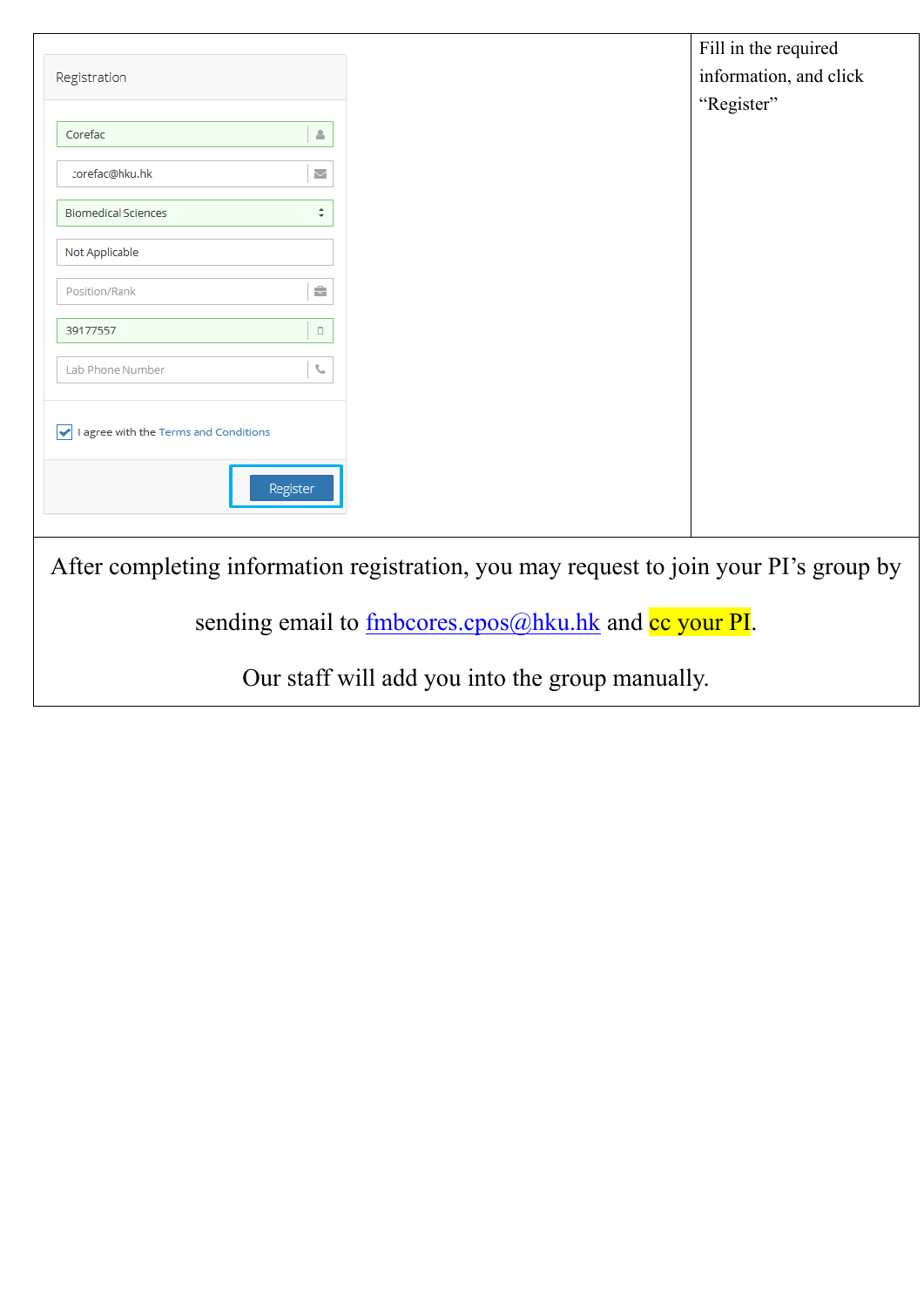| Registration | Fill in the required information, and click "Register" |
|---|---|
| Corefac<br>:orefac@hku.hk<br>Biomedical Sciences<br>Not Applicable<br>Position/Rank<br>39177557<br>Lab Phone Number<br>I agree with the Terms and Conditions<br>Register | |

After completing information registration, you may request to join your PI's group by sending email to [fmbcores.cpos@hku.hk](mailto:fmbcores.cpos@hku.hk) and cc your PI.

Our staff will add you into the group manually.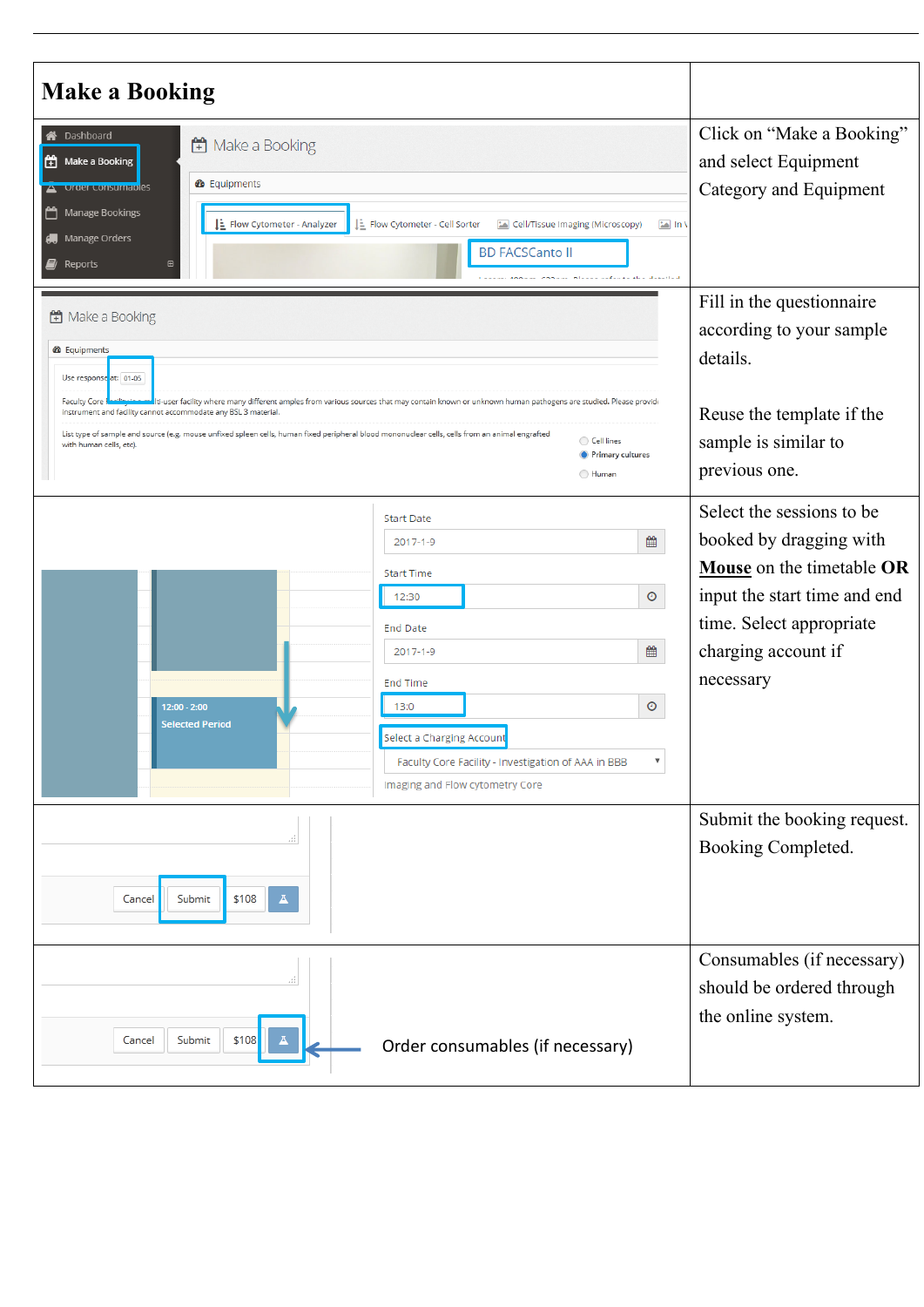| Make a Booking | |
|---|---|
| | Click on "Make a Booking" and select Equipment Category and Equipment |
| | Fill in the questionnaire according to your sample details.<br><br>Reuse the template if the sample is similar to previous one. |
| | Select the sessions to be booked by dragging with **Mouse** on the timetable **OR** input the start time and end time. Select appropriate charging account if necessary |
| | Submit the booking request. Booking Completed. |
| Order consumables (if necessary) | Consumables (if necessary) should be ordered through the online system. |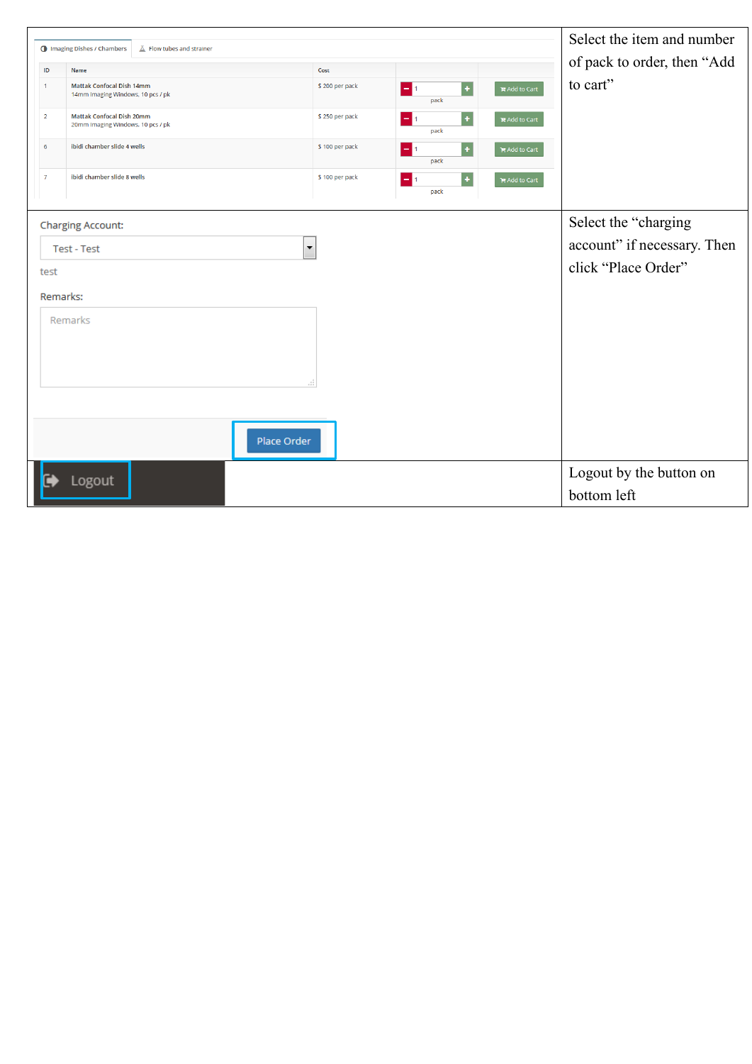| | |
|---|---|
| Imaging Dishes / Chambers · Flow tubes and strainer<br><br>ID 1 · Mattak Confocal Dish 14mm, 14mm Imaging Windows, 10 pcs / pk · $ 200 per pack · 1 pack · Add to Cart<br>ID 2 · Mattak Confocal Dish 20mm, 20mm Imaging Windows, 10 pcs / pk · $ 250 per pack · 1 pack · Add to Cart<br>ID 6 · ibidi chamber slide 4 wells · $ 100 per pack · 1 pack · Add to Cart<br>ID 7 · ibidi chamber slide 8 wells · $ 100 per pack · 1 pack · Add to Cart | Select the item and number of pack to order, then “Add to cart” |
| Charging Account: Test - Test<br>test<br>Remarks: Remarks<br>Place Order | Select the “charging account” if necessary. Then click “Place Order” |
| Logout | Logout by the button on bottom left |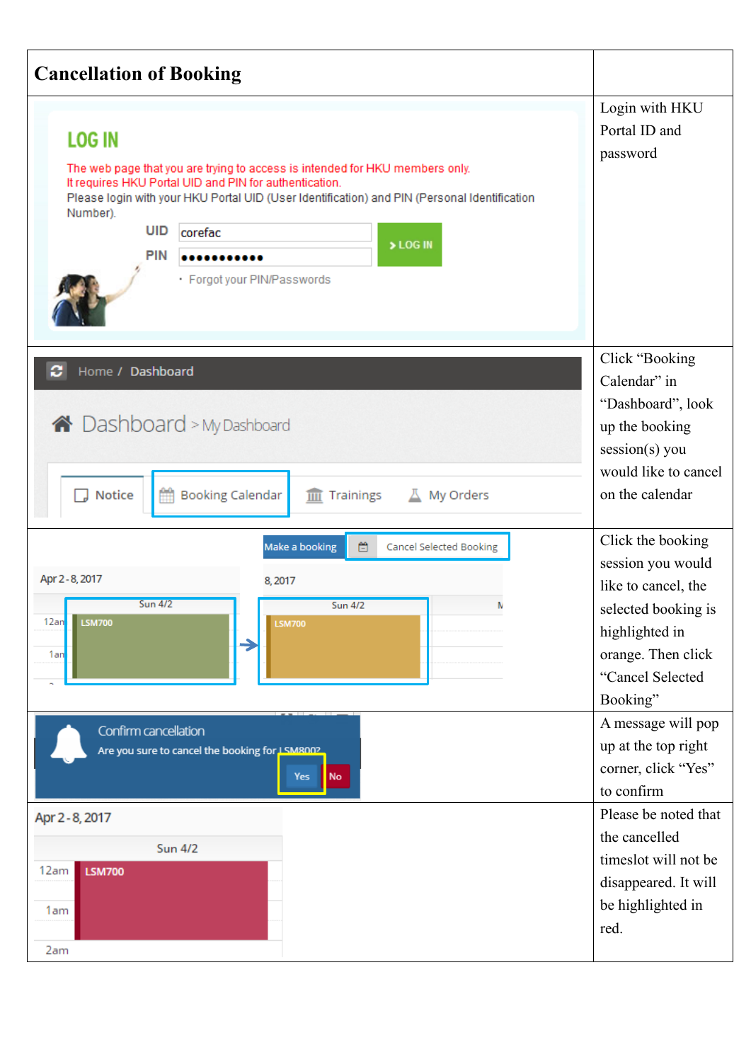| Cancellation of Booking | |
|---|---|
| LOG IN<br>The web page that you are trying to access is intended for HKU members only.<br>It requires HKU Portal UID and PIN for authentication.<br>Please login with your HKU Portal UID (User Identification) and PIN (Personal Identification Number).<br>UID corefac<br>PIN ●●●●●●●●●●●<br>LOG IN<br>Forgot your PIN/Passwords | Login with HKU Portal ID and password |
| Home / Dashboard<br>Dashboard > My Dashboard<br>Notice · Booking Calendar · Trainings · My Orders | Click "Booking Calendar" in "Dashboard", look up the booking session(s) you would like to cancel on the calendar |
| Make a booking · Cancel Selected Booking<br>Apr 2 - 8, 2017 · Sun 4/2 · LSM700 | Click the booking session you would like to cancel, the selected booking is highlighted in orange. Then click "Cancel Selected Booking" |
| Confirm cancellation<br>Are you sure to cancel the booking for LSM800?<br>Yes · No | A message will pop up at the top right corner, click "Yes" to confirm |
| Apr 2 - 8, 2017<br>Sun 4/2<br>12am · 1am · 2am<br>LSM700 | Please be noted that the cancelled timeslot will not be disappeared. It will be highlighted in red. |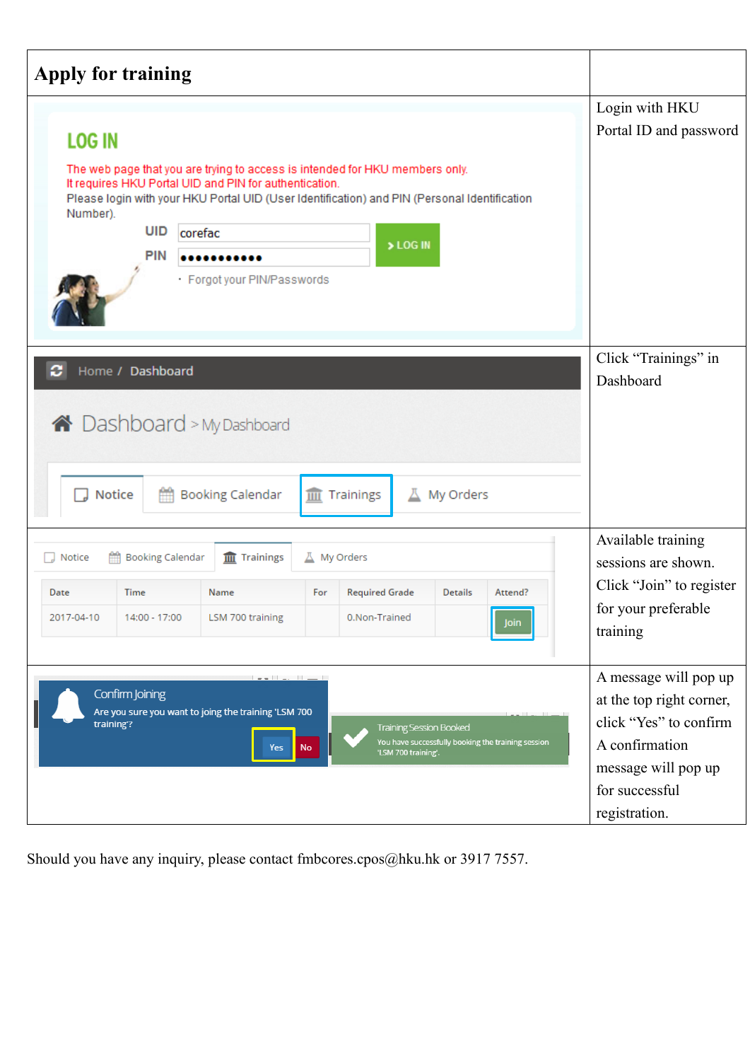| Apply for training | |
|---|---|
| LOG IN<br>The web page that you are trying to access is intended for HKU members only.<br>It requires HKU Portal UID and PIN for authentication.<br>Please login with your HKU Portal UID (User Identification) and PIN (Personal Identification Number).<br>UID corefac<br>PIN ●●●●●●●●●●●<br>> LOG IN<br>· Forgot your PIN/Passwords | Login with HKU Portal ID and password |
| Home / Dashboard<br>Dashboard > My Dashboard<br>Notice · Booking Calendar · Trainings · My Orders | Click "Trainings" in Dashboard |
| Notice · Booking Calendar · Trainings · My Orders<br>Date: 2017-04-10 · Time: 14:00 - 17:00 · Name: LSM 700 training · For: · Required Grade: 0.Non-Trained · Details: · Attend?: Join | Available training sessions are shown. Click "Join" to register for your preferable training |
| Confirm Joining<br>Are you sure you want to joing the training 'LSM 700 training'?<br>Yes · No<br>Training Session Booked<br>You have successfully booking the training session 'LSM 700 training'. | A message will pop up at the top right corner, click "Yes" to confirm<br>A confirmation message will pop up for successful registration. |

Should you have any inquiry, please contact fmbcores.cpos@hku.hk or 3917 7557.